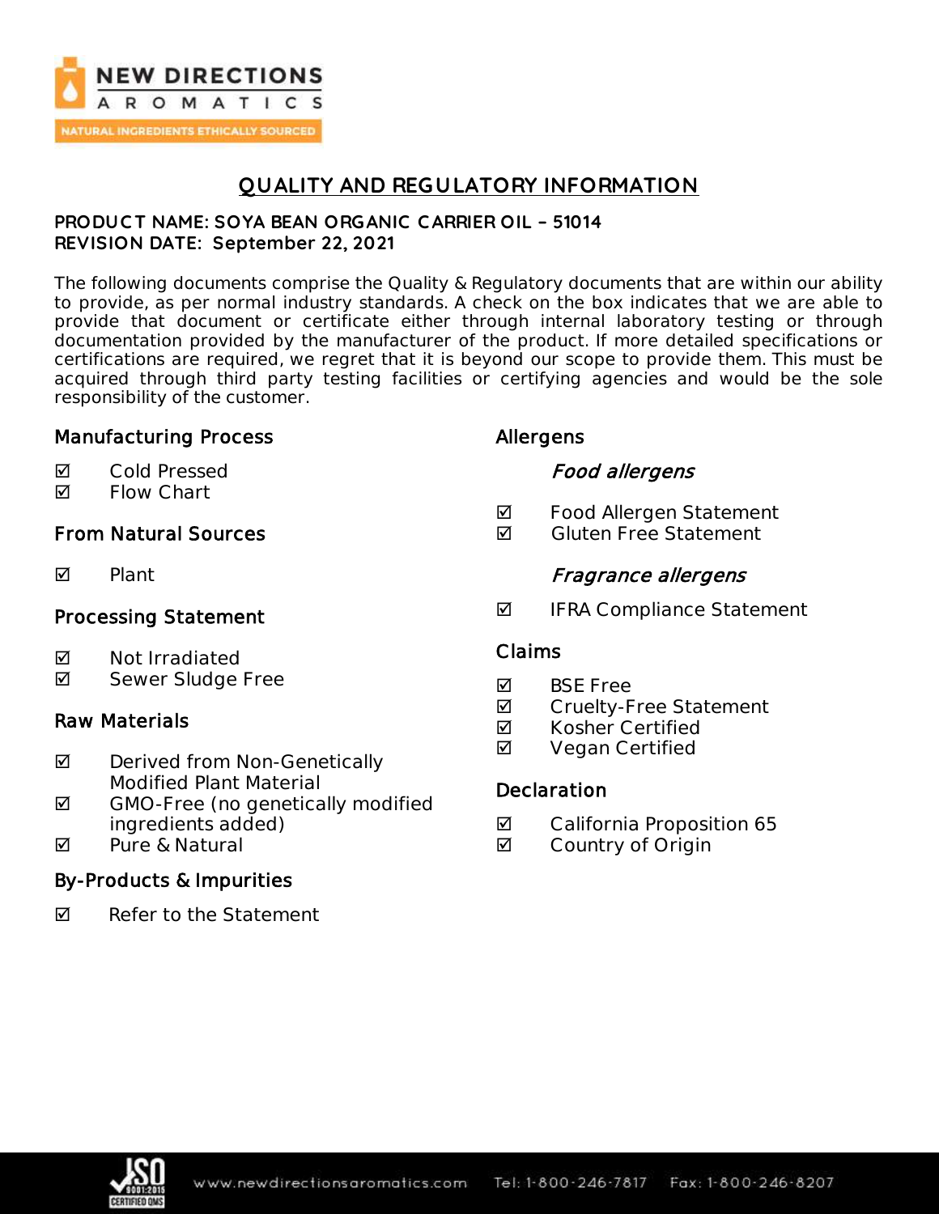# QUALITY AND REGULATORY INFORMATION

**PRODUCT NAME: SOYA BEAN ORGANIC CARRIER OIL – 51014**
**REVISION DATE: September 22, 2021**

The following documents comprise the Quality & Regulatory documents that are within our ability to provide, as per normal industry standards. A check on the box indicates that we are able to provide that document or certificate either through internal laboratory testing or through documentation provided by the manufacturer of the product. If more detailed specifications or certifications are required, we regret that it is beyond our scope to provide them. This must be acquired through third party testing facilities or certifying agencies and would be the sole responsibility of the customer.

### Manufacturing Process

- ☑ Cold Pressed
- ☑ Flow Chart

### From Natural Sources

- ☑ Plant

### Processing Statement

- ☑ Not Irradiated
- ☑ Sewer Sludge Free

### Raw Materials

- ☑ Derived from Non-Genetically Modified Plant Material
- ☑ GMO-Free (no genetically modified ingredients added)
- ☑ Pure & Natural

### By-Products & Impurities

- ☑ Refer to the Statement

### Allergens

*Food allergens*

- ☑ Food Allergen Statement
- ☑ Gluten Free Statement

*Fragrance allergens*

- ☑ IFRA Compliance Statement

### Claims

- ☑ BSE Free
- ☑ Cruelty-Free Statement
- ☑ Kosher Certified
- ☑ Vegan Certified

### Declaration

- ☑ California Proposition 65
- ☑ Country of Origin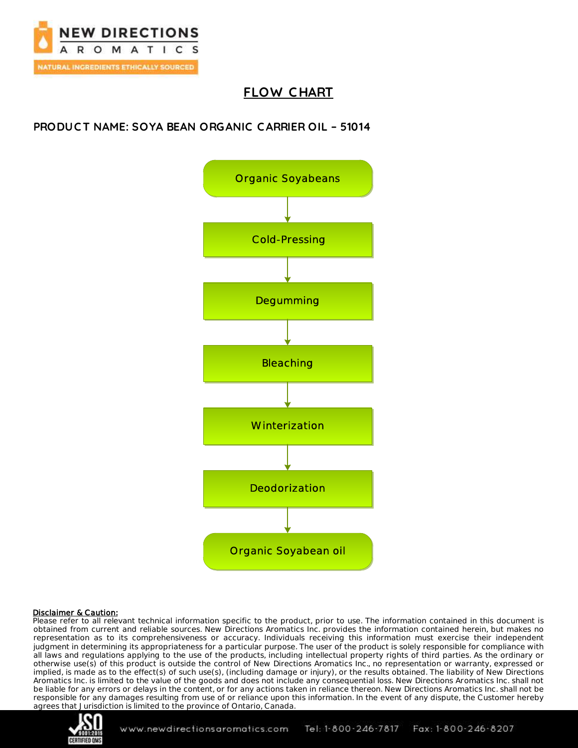# FLOW CHART

## PRODUCT NAME: SOYA BEAN ORGANIC CARRIER OIL – 51014

Organic Soyabeans

↓

Cold-Pressing

↓

Degumming

↓

Bleaching

↓

Winterization

↓

Deodorization

↓

Organic Soyabean oil

**Disclaimer & Caution:**

Please refer to all relevant technical information specific to the product, prior to use. The information contained in this document is obtained from current and reliable sources. New Directions Aromatics Inc. provides the information contained herein, but makes no representation as to its comprehensiveness or accuracy. Individuals receiving this information must exercise their independent judgment in determining its appropriateness for a particular purpose. The user of the product is solely responsible for compliance with all laws and regulations applying to the use of the products, including intellectual property rights of third parties. As the ordinary or otherwise use(s) of this product is outside the control of New Directions Aromatics Inc., no representation or warranty, expressed or implied, is made as to the effect(s) of such use(s), (including damage or injury), or the results obtained. The liability of New Directions Aromatics Inc. is limited to the value of the goods and does not include any consequential loss. New Directions Aromatics Inc. shall not be liable for any errors or delays in the content, or for any actions taken in reliance thereon. New Directions Aromatics Inc. shall not be responsible for any damages resulting from use of or reliance upon this information. In the event of any dispute, the Customer hereby agrees that Jurisdiction is limited to the province of Ontario, Canada.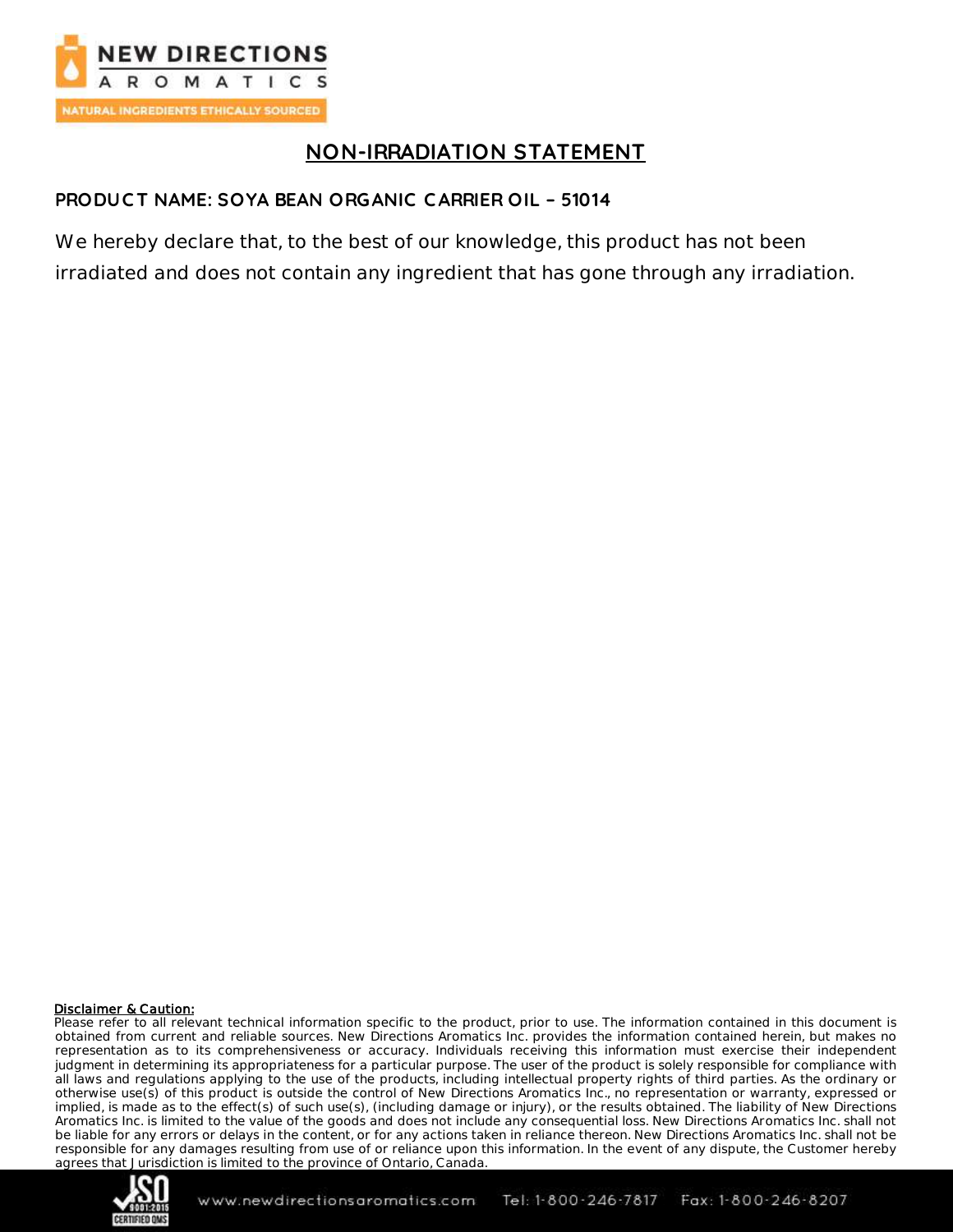# NON-IRRADIATION STATEMENT

**PRODUCT NAME: SOYA BEAN ORGANIC CARRIER OIL – 51014**

We hereby declare that, to the best of our knowledge, this product has not been irradiated and does not contain any ingredient that has gone through any irradiation.

**Disclaimer & Caution:**

Please refer to all relevant technical information specific to the product, prior to use. The information contained in this document is obtained from current and reliable sources. New Directions Aromatics Inc. provides the information contained herein, but makes no representation as to its comprehensiveness or accuracy. Individuals receiving this information must exercise their independent judgment in determining its appropriateness for a particular purpose. The user of the product is solely responsible for compliance with all laws and regulations applying to the use of the products, including intellectual property rights of third parties. As the ordinary or otherwise use(s) of this product is outside the control of New Directions Aromatics Inc., no representation or warranty, expressed or implied, is made as to the effect(s) of such use(s), (including damage or injury), or the results obtained. The liability of New Directions Aromatics Inc. is limited to the value of the goods and does not include any consequential loss. New Directions Aromatics Inc. shall not be liable for any errors or delays in the content, or for any actions taken in reliance thereon. New Directions Aromatics Inc. shall not be responsible for any damages resulting from use of or reliance upon this information. In the event of any dispute, the Customer hereby agrees that Jurisdiction is limited to the province of Ontario, Canada.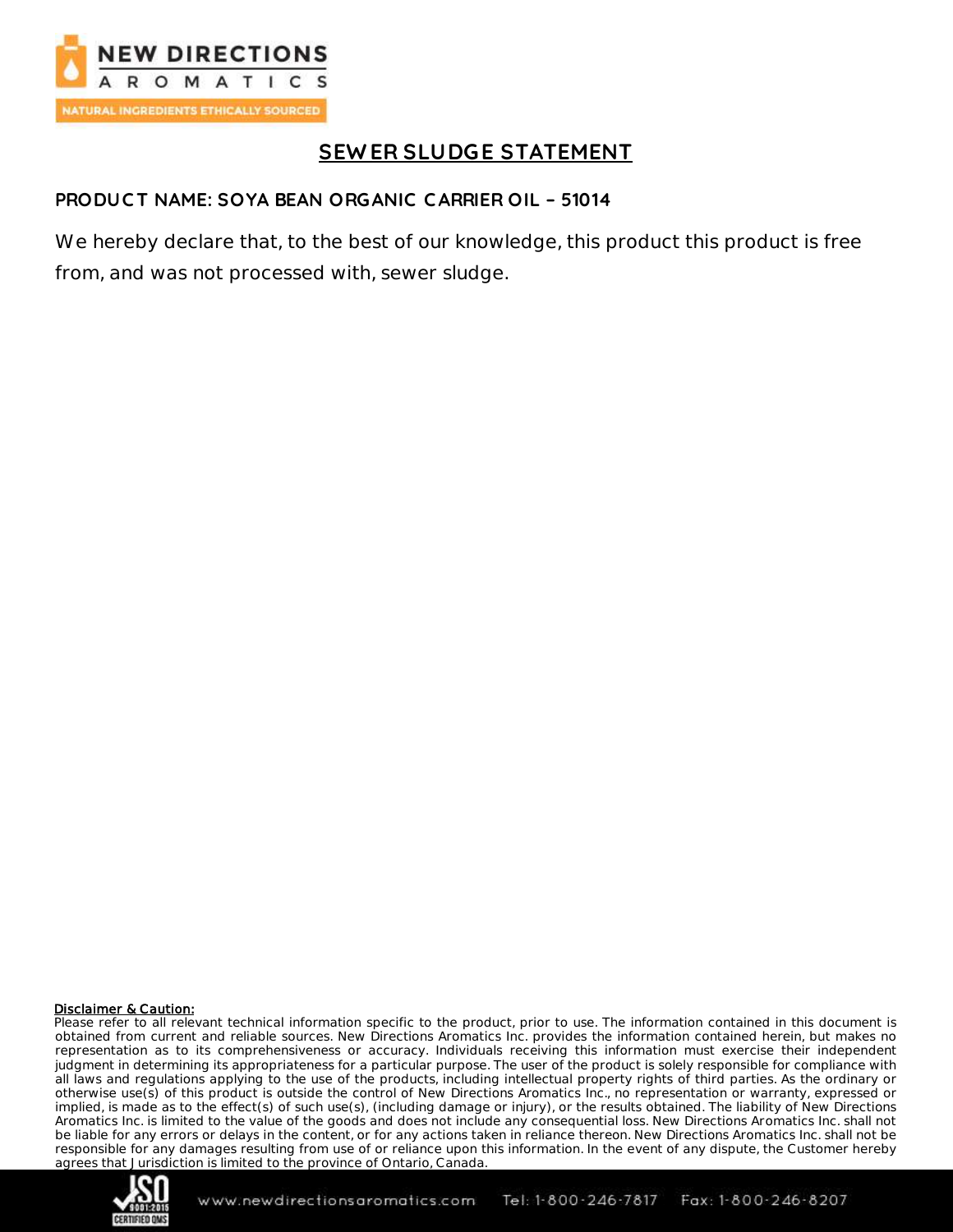# SEWER SLUDGE STATEMENT

**PRODUCT NAME: SOYA BEAN ORGANIC CARRIER OIL – 51014**

We hereby declare that, to the best of our knowledge, this product this product is free from, and was not processed with, sewer sludge.

**Disclaimer & Caution:**

Please refer to all relevant technical information specific to the product, prior to use. The information contained in this document is obtained from current and reliable sources. New Directions Aromatics Inc. provides the information contained herein, but makes no representation as to its comprehensiveness or accuracy. Individuals receiving this information must exercise their independent judgment in determining its appropriateness for a particular purpose. The user of the product is solely responsible for compliance with all laws and regulations applying to the use of the products, including intellectual property rights of third parties. As the ordinary or otherwise use(s) of this product is outside the control of New Directions Aromatics Inc., no representation or warranty, expressed or implied, is made as to the effect(s) of such use(s), (including damage or injury), or the results obtained. The liability of New Directions Aromatics Inc. is limited to the value of the goods and does not include any consequential loss. New Directions Aromatics Inc. shall not be liable for any errors or delays in the content, or for any actions taken in reliance thereon. New Directions Aromatics Inc. shall not be responsible for any damages resulting from use of or reliance upon this information. In the event of any dispute, the Customer hereby agrees that Jurisdiction is limited to the province of Ontario, Canada.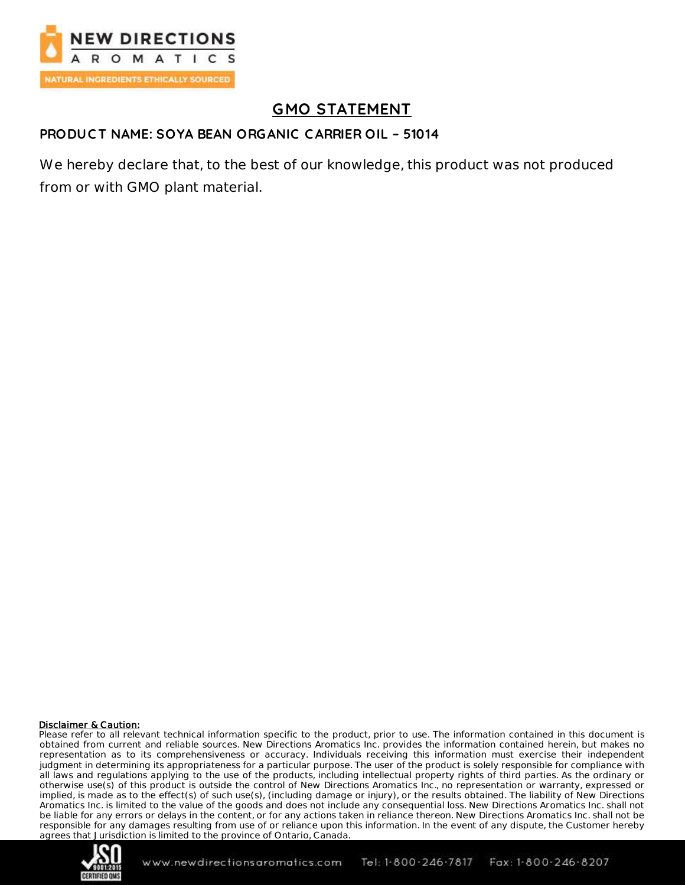# GMO STATEMENT

**PRODUCT NAME: SOYA BEAN ORGANIC CARRIER OIL – 51014**

We hereby declare that, to the best of our knowledge, this product was not produced from or with GMO plant material.

**Disclaimer & Caution:**

Please refer to all relevant technical information specific to the product, prior to use. The information contained in this document is obtained from current and reliable sources. New Directions Aromatics Inc. provides the information contained herein, but makes no representation as to its comprehensiveness or accuracy. Individuals receiving this information must exercise their independent judgment in determining its appropriateness for a particular purpose. The user of the product is solely responsible for compliance with all laws and regulations applying to the use of the products, including intellectual property rights of third parties. As the ordinary or otherwise use(s) of this product is outside the control of New Directions Aromatics Inc., no representation or warranty, expressed or implied, is made as to the effect(s) of such use(s), (including damage or injury), or the results obtained. The liability of New Directions Aromatics Inc. is limited to the value of the goods and does not include any consequential loss. New Directions Aromatics Inc. shall not be liable for any errors or delays in the content, or for any actions taken in reliance thereon. New Directions Aromatics Inc. shall not be responsible for any damages resulting from use of or reliance upon this information. In the event of any dispute, the Customer hereby agrees that Jurisdiction is limited to the province of Ontario, Canada.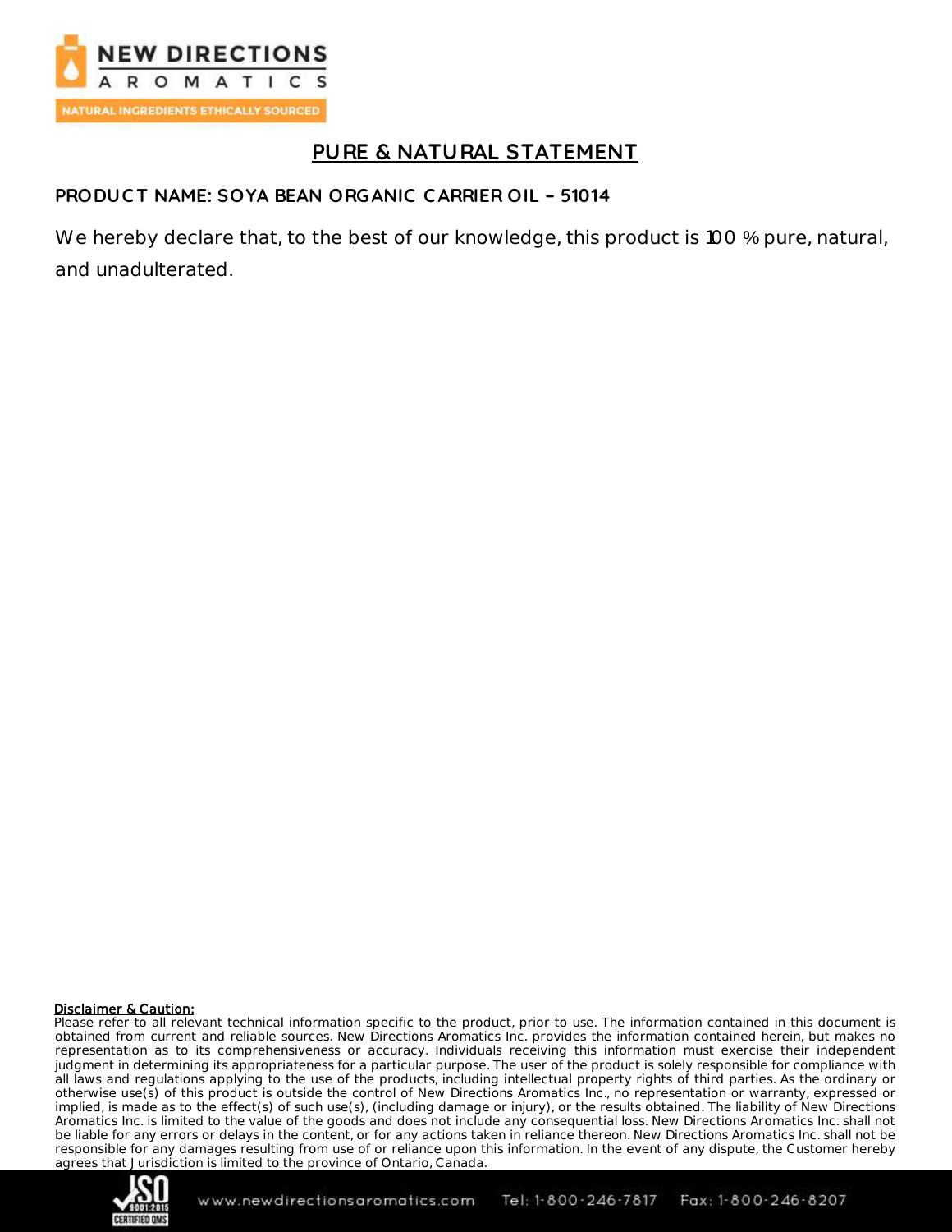## PURE & NATURAL STATEMENT

**PRODUCT NAME: SOYA BEAN ORGANIC CARRIER OIL – 51014**

We hereby declare that, to the best of our knowledge, this product is 100 % pure, natural, and unadulterated.

**Disclaimer & Caution:**
Please refer to all relevant technical information specific to the product, prior to use. The information contained in this document is obtained from current and reliable sources. New Directions Aromatics Inc. provides the information contained herein, but makes no representation as to its comprehensiveness or accuracy. Individuals receiving this information must exercise their independent judgment in determining its appropriateness for a particular purpose. The user of the product is solely responsible for compliance with all laws and regulations applying to the use of the products, including intellectual property rights of third parties. As the ordinary or otherwise use(s) of this product is outside the control of New Directions Aromatics Inc., no representation or warranty, expressed or implied, is made as to the effect(s) of such use(s), (including damage or injury), or the results obtained. The liability of New Directions Aromatics Inc. is limited to the value of the goods and does not include any consequential loss. New Directions Aromatics Inc. shall not be liable for any errors or delays in the content, or for any actions taken in reliance thereon. New Directions Aromatics Inc. shall not be responsible for any damages resulting from use of or reliance upon this information. In the event of any dispute, the Customer hereby agrees that Jurisdiction is limited to the province of Ontario, Canada.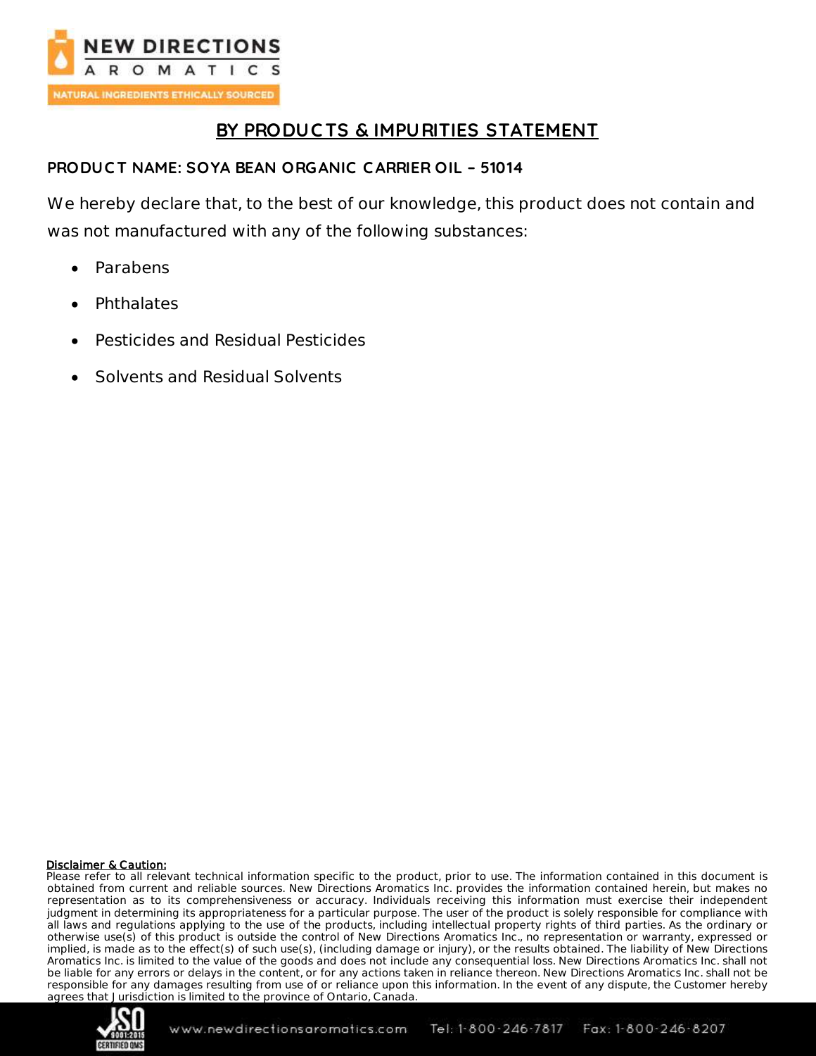# BY PRODUCTS & IMPURITIES STATEMENT

**PRODUCT NAME: SOYA BEAN ORGANIC CARRIER OIL – 51014**

We hereby declare that, to the best of our knowledge, this product does not contain and was not manufactured with any of the following substances:

- Parabens
- Phthalates
- Pesticides and Residual Pesticides
- Solvents and Residual Solvents

**Disclaimer & Caution:**
Please refer to all relevant technical information specific to the product, prior to use. The information contained in this document is obtained from current and reliable sources. New Directions Aromatics Inc. provides the information contained herein, but makes no representation as to its comprehensiveness or accuracy. Individuals receiving this information must exercise their independent judgment in determining its appropriateness for a particular purpose. The user of the product is solely responsible for compliance with all laws and regulations applying to the use of the products, including intellectual property rights of third parties. As the ordinary or otherwise use(s) of this product is outside the control of New Directions Aromatics Inc., no representation or warranty, expressed or implied, is made as to the effect(s) of such use(s), (including damage or injury), or the results obtained. The liability of New Directions Aromatics Inc. is limited to the value of the goods and does not include any consequential loss. New Directions Aromatics Inc. shall not be liable for any errors or delays in the content, or for any actions taken in reliance thereon. New Directions Aromatics Inc. shall not be responsible for any damages resulting from use of or reliance upon this information. In the event of any dispute, the Customer hereby agrees that Jurisdiction is limited to the province of Ontario, Canada.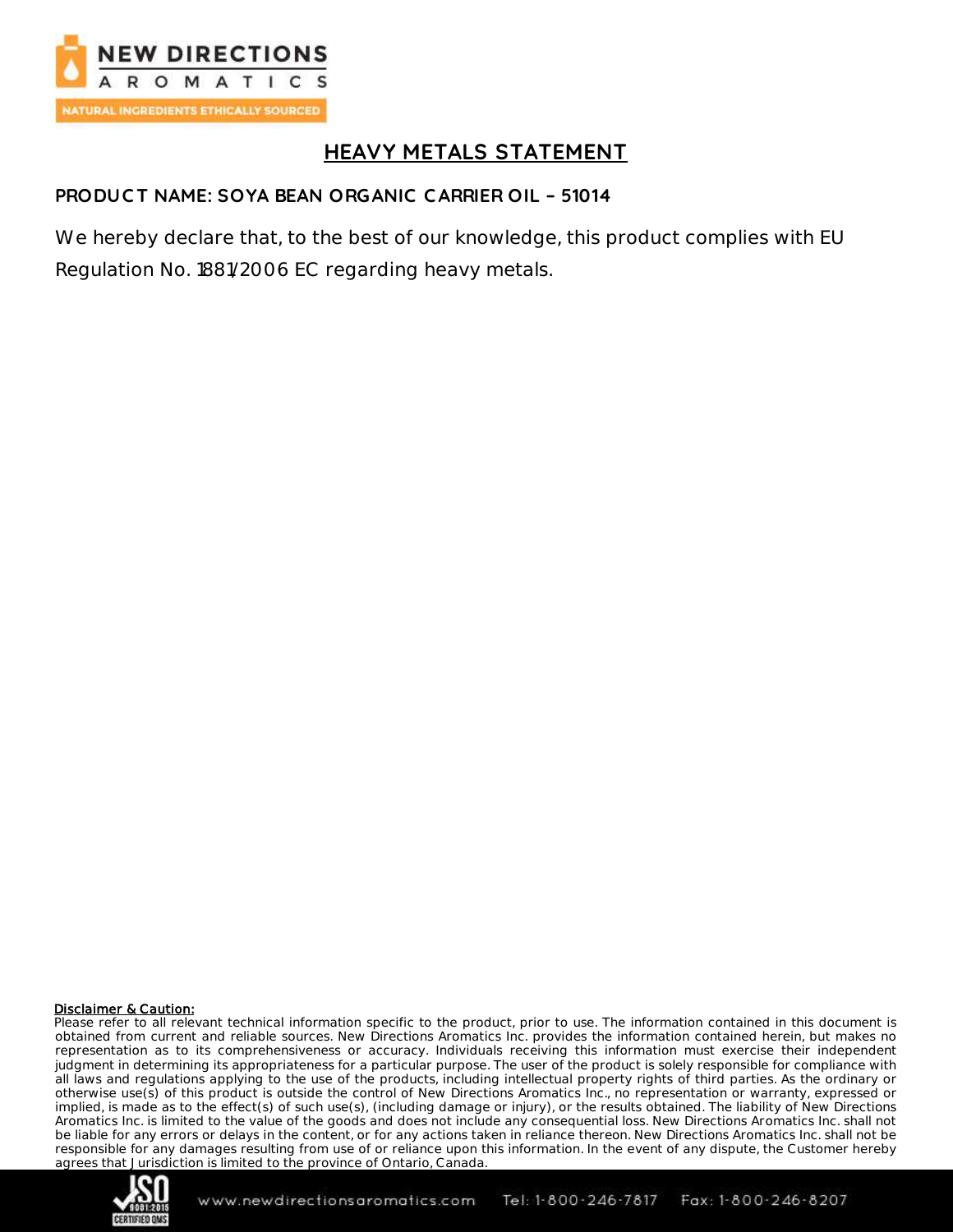# HEAVY METALS STATEMENT

**PRODUCT NAME: SOYA BEAN ORGANIC CARRIER OIL – 51014**

We hereby declare that, to the best of our knowledge, this product complies with EU Regulation No. 1881/2006 EC regarding heavy metals.

**Disclaimer & Caution:**
Please refer to all relevant technical information specific to the product, prior to use. The information contained in this document is obtained from current and reliable sources. New Directions Aromatics Inc. provides the information contained herein, but makes no representation as to its comprehensiveness or accuracy. Individuals receiving this information must exercise their independent judgment in determining its appropriateness for a particular purpose. The user of the product is solely responsible for compliance with all laws and regulations applying to the use of the products, including intellectual property rights of third parties. As the ordinary or otherwise use(s) of this product is outside the control of New Directions Aromatics Inc., no representation or warranty, expressed or implied, is made as to the effect(s) of such use(s), (including damage or injury), or the results obtained. The liability of New Directions Aromatics Inc. is limited to the value of the goods and does not include any consequential loss. New Directions Aromatics Inc. shall not be liable for any errors or delays in the content, or for any actions taken in reliance thereon. New Directions Aromatics Inc. shall not be responsible for any damages resulting from use of or reliance upon this information. In the event of any dispute, the Customer hereby agrees that Jurisdiction is limited to the province of Ontario, Canada.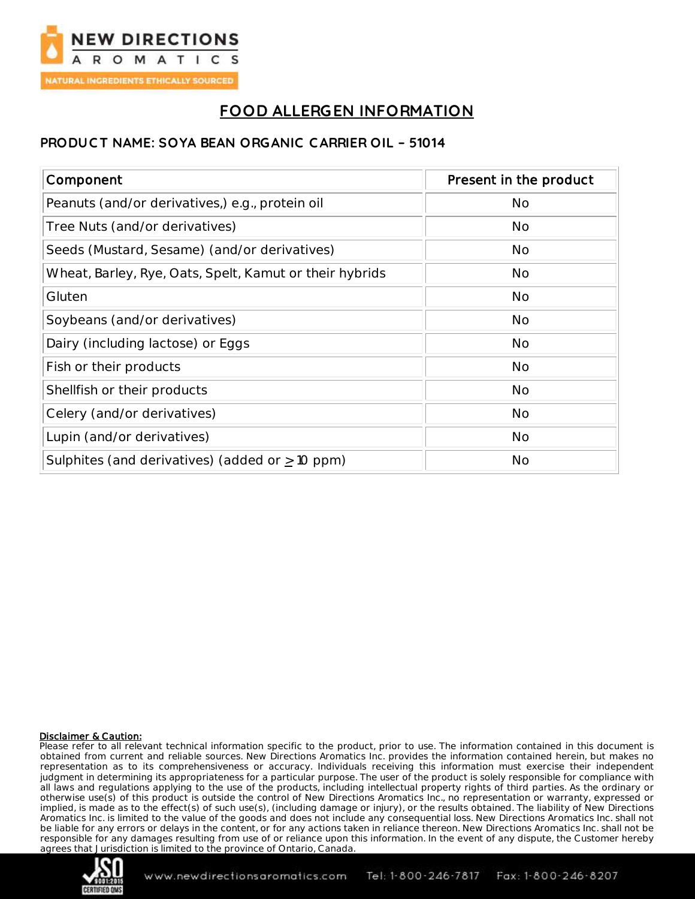# FOOD ALLERGEN INFORMATION

## PRODUCT NAME: SOYA BEAN ORGANIC CARRIER OIL – 51014

| Component | Present in the product |
|---|---|
| Peanuts (and/or derivatives,) e.g., protein oil | No |
| Tree Nuts (and/or derivatives) | No |
| Seeds (Mustard, Sesame) (and/or derivatives) | No |
| Wheat, Barley, Rye, Oats, Spelt, Kamut or their hybrids | No |
| Gluten | No |
| Soybeans (and/or derivatives) | No |
| Dairy (including lactose) or Eggs | No |
| Fish or their products | No |
| Shellfish or their products | No |
| Celery (and/or derivatives) | No |
| Lupin (and/or derivatives) | No |
| Sulphites (and derivatives) (added or $\geq$ 10 ppm) | No |

**Disclaimer & Caution:**
Please refer to all relevant technical information specific to the product, prior to use. The information contained in this document is obtained from current and reliable sources. New Directions Aromatics Inc. provides the information contained herein, but makes no representation as to its comprehensiveness or accuracy. Individuals receiving this information must exercise their independent judgment in determining its appropriateness for a particular purpose. The user of the product is solely responsible for compliance with all laws and regulations applying to the use of the products, including intellectual property rights of third parties. As the ordinary or otherwise use(s) of this product is outside the control of New Directions Aromatics Inc., no representation or warranty, expressed or implied, is made as to the effect(s) of such use(s), (including damage or injury), or the results obtained. The liability of New Directions Aromatics Inc. is limited to the value of the goods and does not include any consequential loss. New Directions Aromatics Inc. shall not be liable for any errors or delays in the content, or for any actions taken in reliance thereon. New Directions Aromatics Inc. shall not be responsible for any damages resulting from use of or reliance upon this information. In the event of any dispute, the Customer hereby agrees that Jurisdiction is limited to the province of Ontario, Canada.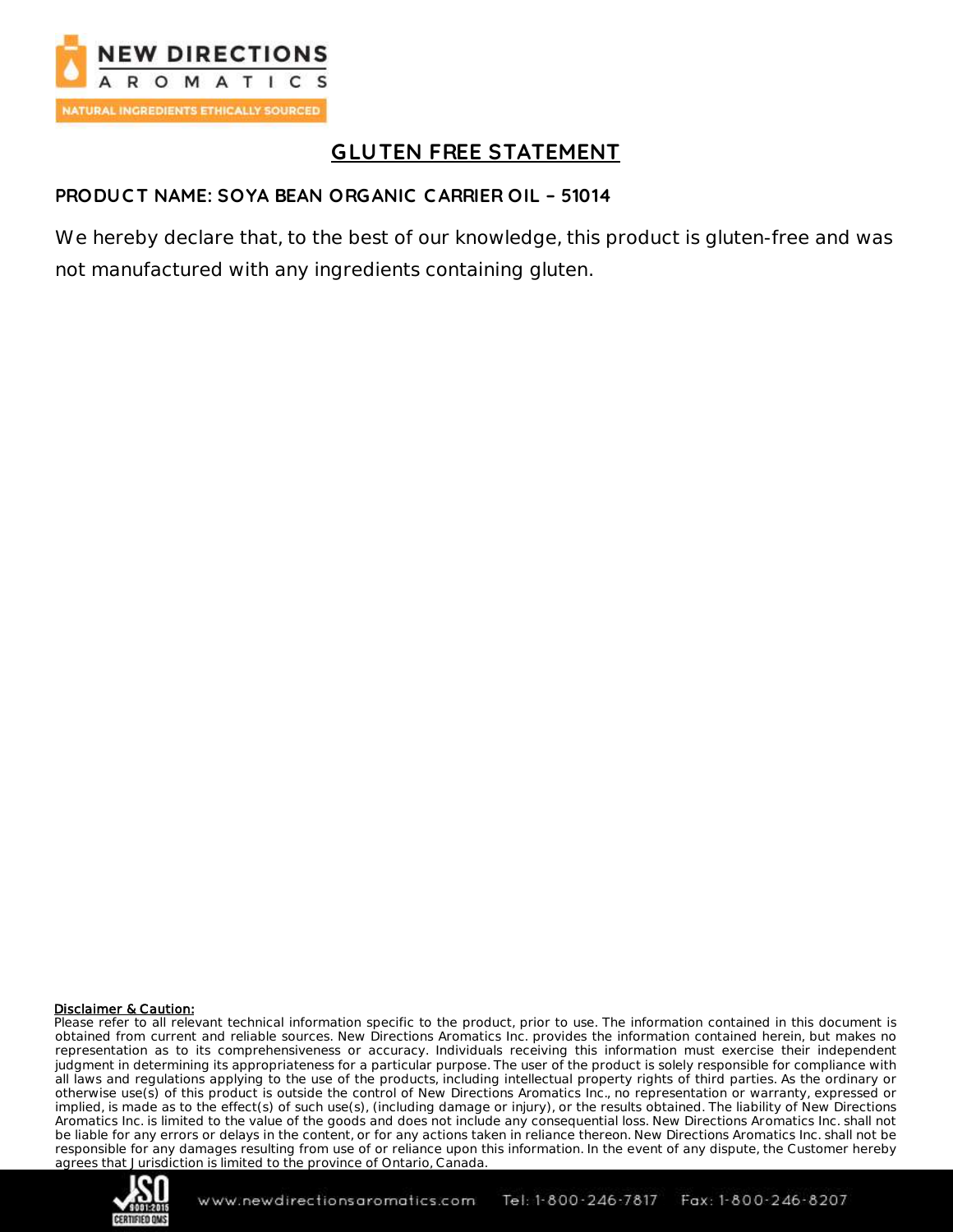# GLUTEN FREE STATEMENT

**PRODUCT NAME: SOYA BEAN ORGANIC CARRIER OIL – 51014**

We hereby declare that, to the best of our knowledge, this product is gluten-free and was not manufactured with any ingredients containing gluten.

**Disclaimer & Caution:**
Please refer to all relevant technical information specific to the product, prior to use. The information contained in this document is obtained from current and reliable sources. New Directions Aromatics Inc. provides the information contained herein, but makes no representation as to its comprehensiveness or accuracy. Individuals receiving this information must exercise their independent judgment in determining its appropriateness for a particular purpose. The user of the product is solely responsible for compliance with all laws and regulations applying to the use of the products, including intellectual property rights of third parties. As the ordinary or otherwise use(s) of this product is outside the control of New Directions Aromatics Inc., no representation or warranty, expressed or implied, is made as to the effect(s) of such use(s), (including damage or injury), or the results obtained. The liability of New Directions Aromatics Inc. is limited to the value of the goods and does not include any consequential loss. New Directions Aromatics Inc. shall not be liable for any errors or delays in the content, or for any actions taken in reliance thereon. New Directions Aromatics Inc. shall not be responsible for any damages resulting from use of or reliance upon this information. In the event of any dispute, the Customer hereby agrees that Jurisdiction is limited to the province of Ontario, Canada.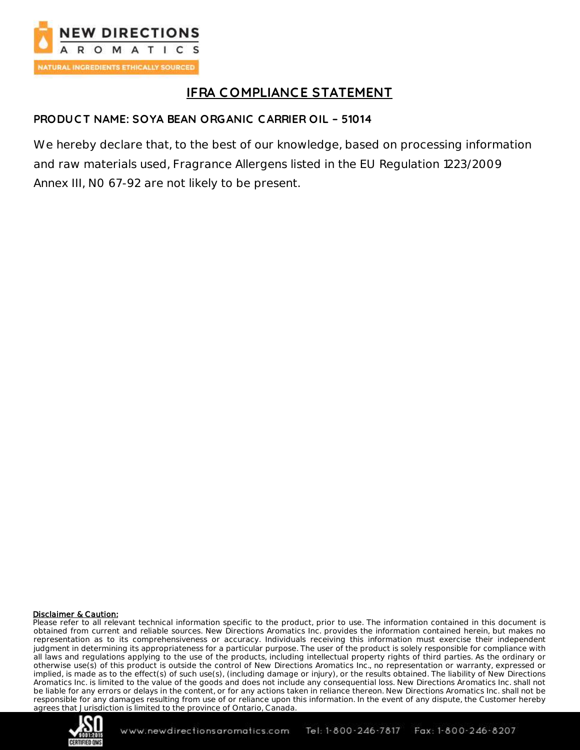# IFRA COMPLIANCE STATEMENT

**PRODUCT NAME: SOYA BEAN ORGANIC CARRIER OIL – 51014**

We hereby declare that, to the best of our knowledge, based on processing information and raw materials used, Fragrance Allergens listed in the EU Regulation 1223/2009 Annex III, N0 67-92 are not likely to be present.

**Disclaimer & Caution:**
Please refer to all relevant technical information specific to the product, prior to use. The information contained in this document is obtained from current and reliable sources. New Directions Aromatics Inc. provides the information contained herein, but makes no representation as to its comprehensiveness or accuracy. Individuals receiving this information must exercise their independent judgment in determining its appropriateness for a particular purpose. The user of the product is solely responsible for compliance with all laws and regulations applying to the use of the products, including intellectual property rights of third parties. As the ordinary or otherwise use(s) of this product is outside the control of New Directions Aromatics Inc., no representation or warranty, expressed or implied, is made as to the effect(s) of such use(s), (including damage or injury), or the results obtained. The liability of New Directions Aromatics Inc. is limited to the value of the goods and does not include any consequential loss. New Directions Aromatics Inc. shall not be liable for any errors or delays in the content, or for any actions taken in reliance thereon. New Directions Aromatics Inc. shall not be responsible for any damages resulting from use of or reliance upon this information. In the event of any dispute, the Customer hereby agrees that Jurisdiction is limited to the province of Ontario, Canada.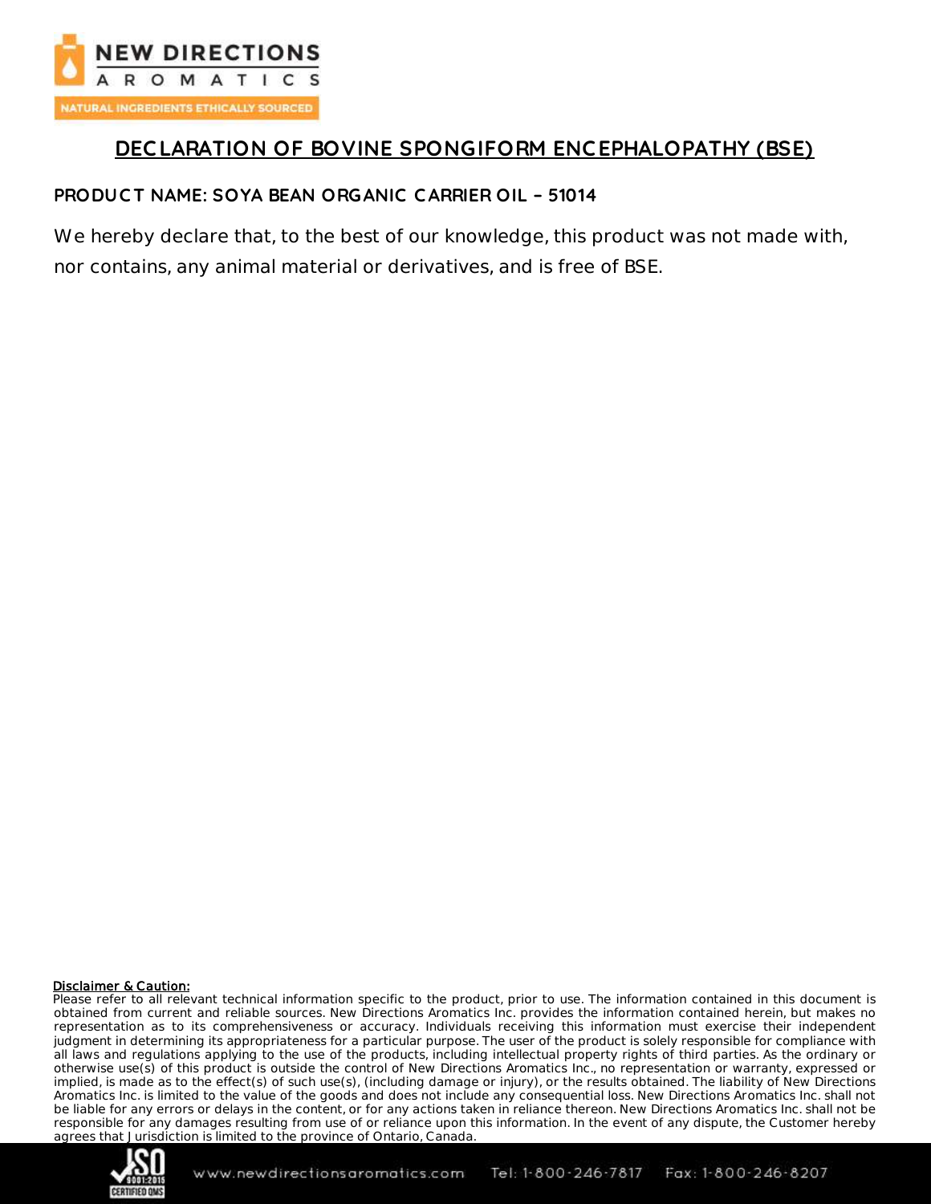# DECLARATION OF BOVINE SPONGIFORM ENCEPHALOPATHY (BSE)

**PRODUCT NAME: SOYA BEAN ORGANIC CARRIER OIL – 51014**

We hereby declare that, to the best of our knowledge, this product was not made with, nor contains, any animal material or derivatives, and is free of BSE.

**Disclaimer & Caution:**

Please refer to all relevant technical information specific to the product, prior to use. The information contained in this document is obtained from current and reliable sources. New Directions Aromatics Inc. provides the information contained herein, but makes no representation as to its comprehensiveness or accuracy. Individuals receiving this information must exercise their independent judgment in determining its appropriateness for a particular purpose. The user of the product is solely responsible for compliance with all laws and regulations applying to the use of the products, including intellectual property rights of third parties. As the ordinary or otherwise use(s) of this product is outside the control of New Directions Aromatics Inc., no representation or warranty, expressed or implied, is made as to the effect(s) of such use(s), (including damage or injury), or the results obtained. The liability of New Directions Aromatics Inc. is limited to the value of the goods and does not include any consequential loss. New Directions Aromatics Inc. shall not be liable for any errors or delays in the content, or for any actions taken in reliance thereon. New Directions Aromatics Inc. shall not be responsible for any damages resulting from use of or reliance upon this information. In the event of any dispute, the Customer hereby agrees that Jurisdiction is limited to the province of Ontario, Canada.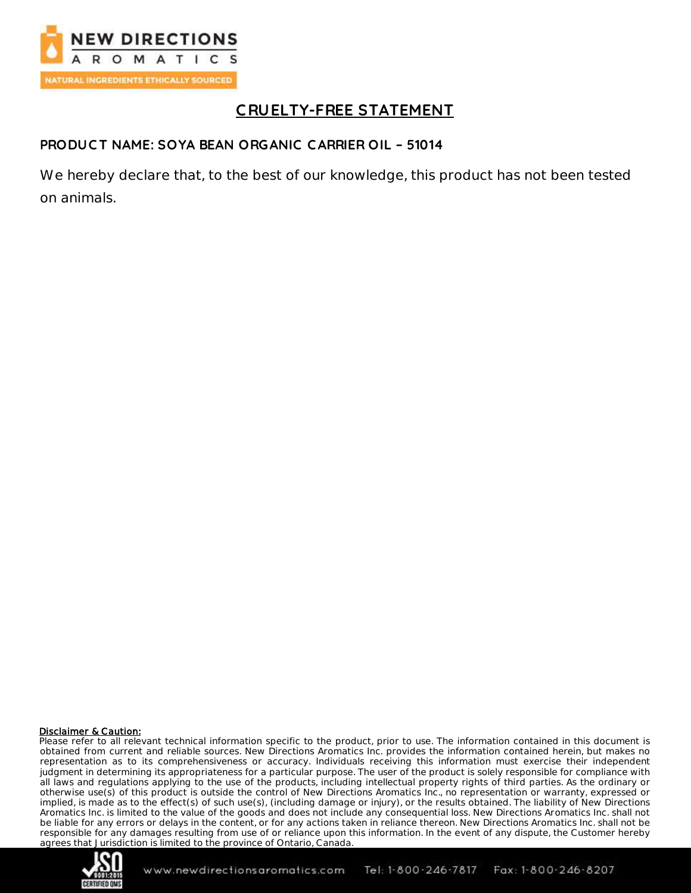# CRUELTY-FREE STATEMENT

**PRODUCT NAME: SOYA BEAN ORGANIC CARRIER OIL – 51014**

We hereby declare that, to the best of our knowledge, this product has not been tested on animals.

**Disclaimer & Caution:**
Please refer to all relevant technical information specific to the product, prior to use. The information contained in this document is obtained from current and reliable sources. New Directions Aromatics Inc. provides the information contained herein, but makes no representation as to its comprehensiveness or accuracy. Individuals receiving this information must exercise their independent judgment in determining its appropriateness for a particular purpose. The user of the product is solely responsible for compliance with all laws and regulations applying to the use of the products, including intellectual property rights of third parties. As the ordinary or otherwise use(s) of this product is outside the control of New Directions Aromatics Inc., no representation or warranty, expressed or implied, is made as to the effect(s) of such use(s), (including damage or injury), or the results obtained. The liability of New Directions Aromatics Inc. is limited to the value of the goods and does not include any consequential loss. New Directions Aromatics Inc. shall not be liable for any errors or delays in the content, or for any actions taken in reliance thereon. New Directions Aromatics Inc. shall not be responsible for any damages resulting from use of or reliance upon this information. In the event of any dispute, the Customer hereby agrees that Jurisdiction is limited to the province of Ontario, Canada.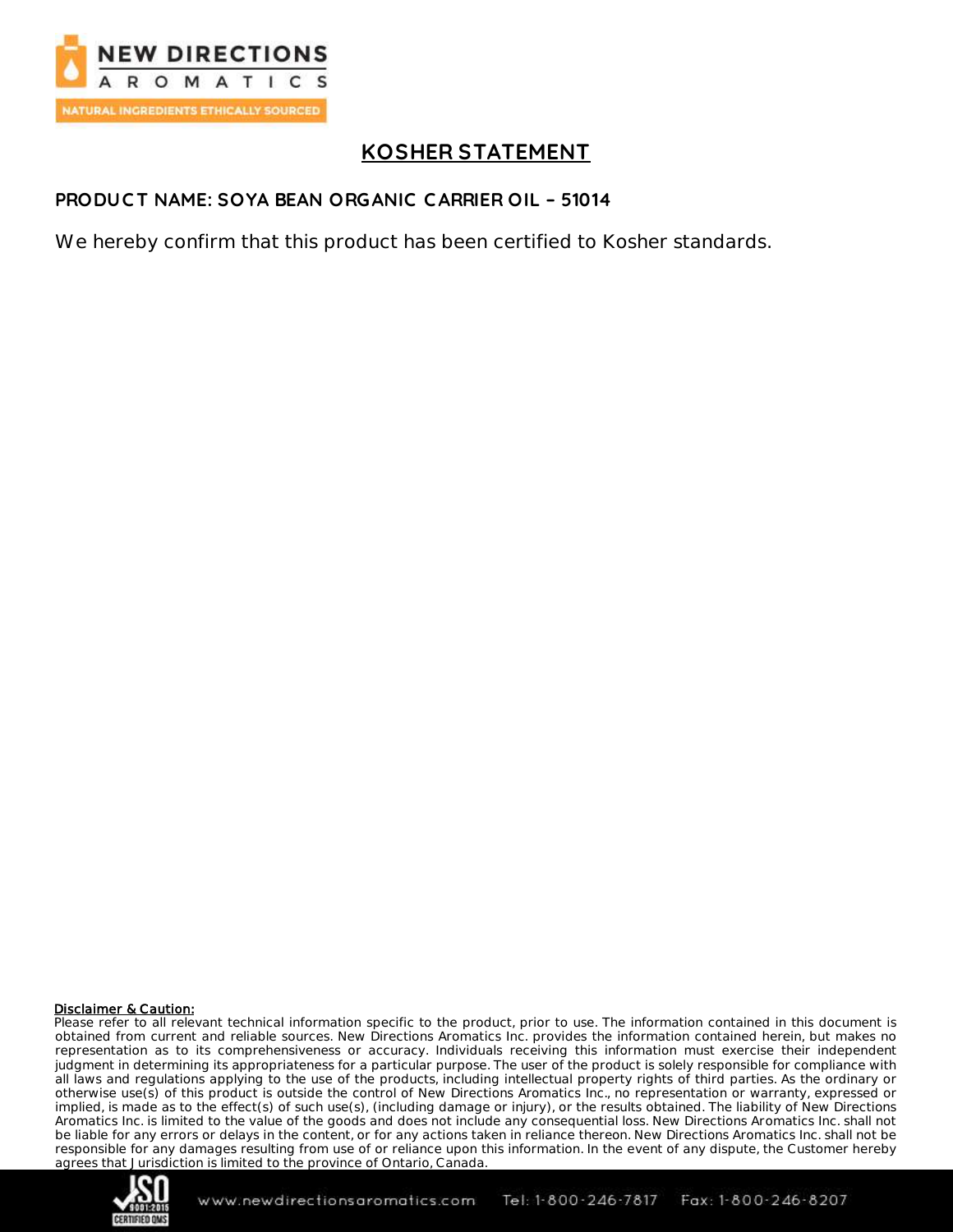# KOSHER STATEMENT

## PRODUCT NAME: SOYA BEAN ORGANIC CARRIER OIL – 51014

We hereby confirm that this product has been certified to Kosher standards.

**Disclaimer & Caution:**
Please refer to all relevant technical information specific to the product, prior to use. The information contained in this document is obtained from current and reliable sources. New Directions Aromatics Inc. provides the information contained herein, but makes no representation as to its comprehensiveness or accuracy. Individuals receiving this information must exercise their independent judgment in determining its appropriateness for a particular purpose. The user of the product is solely responsible for compliance with all laws and regulations applying to the use of the products, including intellectual property rights of third parties. As the ordinary or otherwise use(s) of this product is outside the control of New Directions Aromatics Inc., no representation or warranty, expressed or implied, is made as to the effect(s) of such use(s), (including damage or injury), or the results obtained. The liability of New Directions Aromatics Inc. is limited to the value of the goods and does not include any consequential loss. New Directions Aromatics Inc. shall not be liable for any errors or delays in the content, or for any actions taken in reliance thereon. New Directions Aromatics Inc. shall not be responsible for any damages resulting from use of or reliance upon this information. In the event of any dispute, the Customer hereby agrees that Jurisdiction is limited to the province of Ontario, Canada.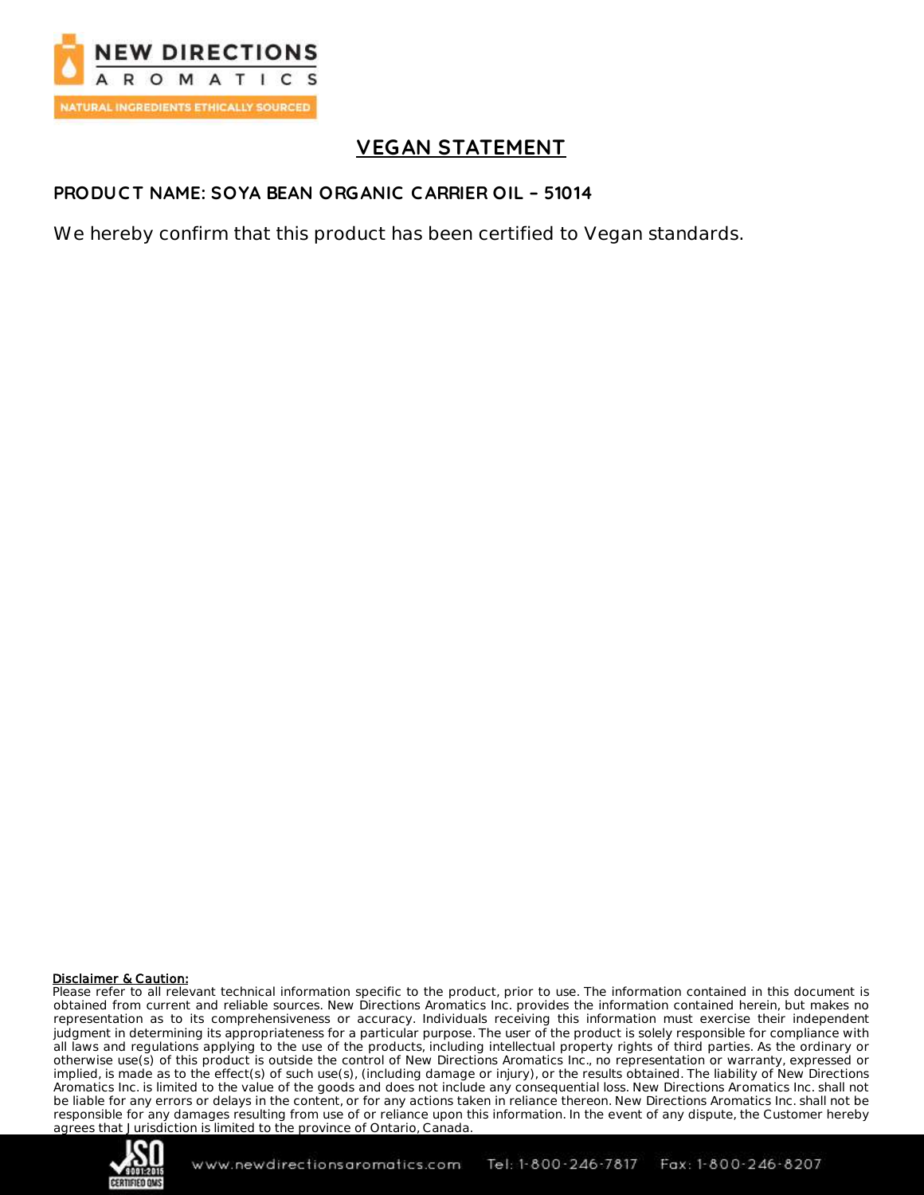# VEGAN STATEMENT

**PRODUCT NAME: SOYA BEAN ORGANIC CARRIER OIL – 51014**

We hereby confirm that this product has been certified to Vegan standards.

**Disclaimer & Caution:**
Please refer to all relevant technical information specific to the product, prior to use. The information contained in this document is obtained from current and reliable sources. New Directions Aromatics Inc. provides the information contained herein, but makes no representation as to its comprehensiveness or accuracy. Individuals receiving this information must exercise their independent judgment in determining its appropriateness for a particular purpose. The user of the product is solely responsible for compliance with all laws and regulations applying to the use of the products, including intellectual property rights of third parties. As the ordinary or otherwise use(s) of this product is outside the control of New Directions Aromatics Inc., no representation or warranty, expressed or implied, is made as to the effect(s) of such use(s), (including damage or injury), or the results obtained. The liability of New Directions Aromatics Inc. is limited to the value of the goods and does not include any consequential loss. New Directions Aromatics Inc. shall not be liable for any errors or delays in the content, or for any actions taken in reliance thereon. New Directions Aromatics Inc. shall not be responsible for any damages resulting from use of or reliance upon this information. In the event of any dispute, the Customer hereby agrees that Jurisdiction is limited to the province of Ontario, Canada.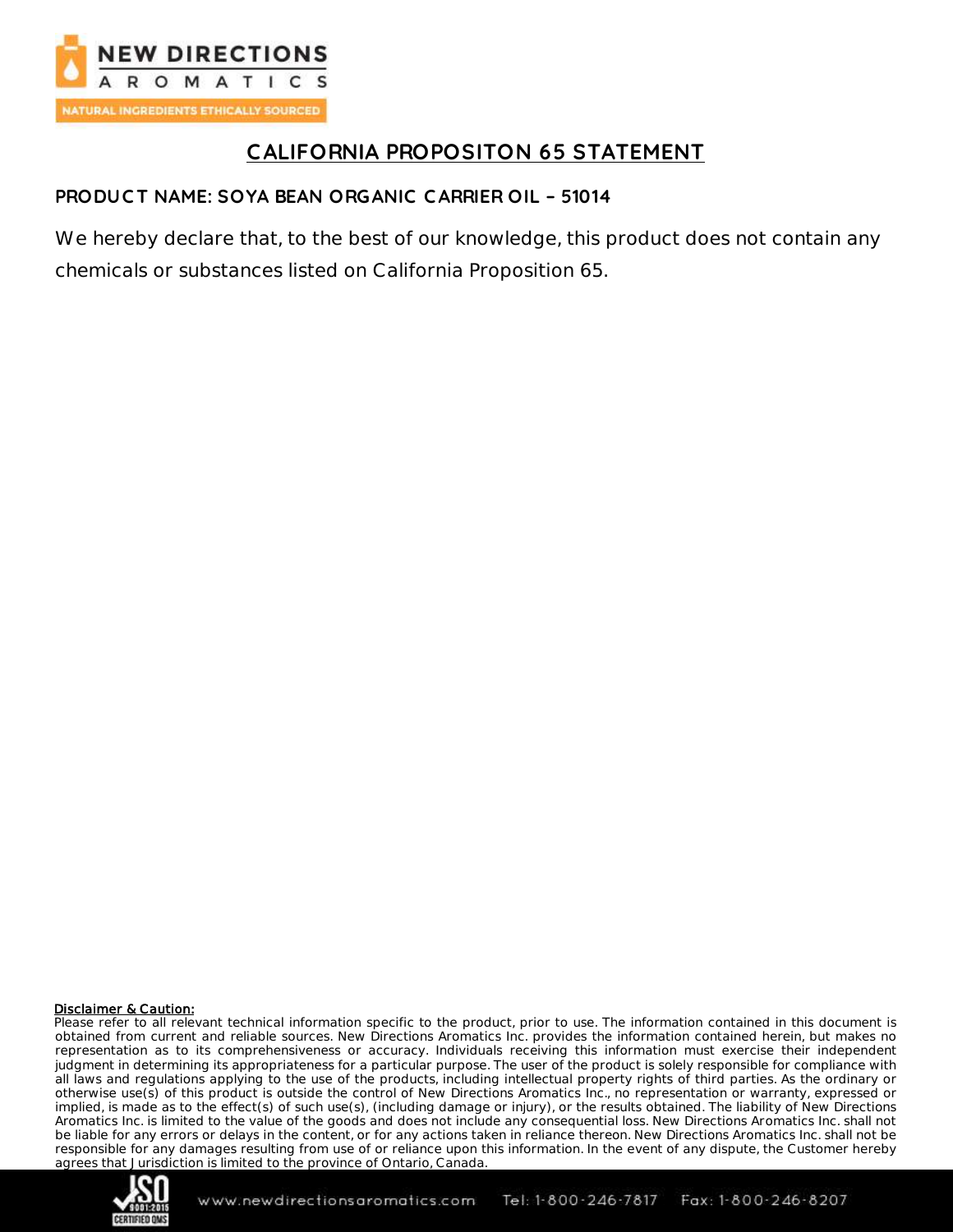# CALIFORNIA PROPOSITON 65 STATEMENT

**PRODUCT NAME: SOYA BEAN ORGANIC CARRIER OIL – 51014**

We hereby declare that, to the best of our knowledge, this product does not contain any chemicals or substances listed on California Proposition 65.

**Disclaimer & Caution:**
Please refer to all relevant technical information specific to the product, prior to use. The information contained in this document is obtained from current and reliable sources. New Directions Aromatics Inc. provides the information contained herein, but makes no representation as to its comprehensiveness or accuracy. Individuals receiving this information must exercise their independent judgment in determining its appropriateness for a particular purpose. The user of the product is solely responsible for compliance with all laws and regulations applying to the use of the products, including intellectual property rights of third parties. As the ordinary or otherwise use(s) of this product is outside the control of New Directions Aromatics Inc., no representation or warranty, expressed or implied, is made as to the effect(s) of such use(s), (including damage or injury), or the results obtained. The liability of New Directions Aromatics Inc. is limited to the value of the goods and does not include any consequential loss. New Directions Aromatics Inc. shall not be liable for any errors or delays in the content, or for any actions taken in reliance thereon. New Directions Aromatics Inc. shall not be responsible for any damages resulting from use of or reliance upon this information. In the event of any dispute, the Customer hereby agrees that Jurisdiction is limited to the province of Ontario, Canada.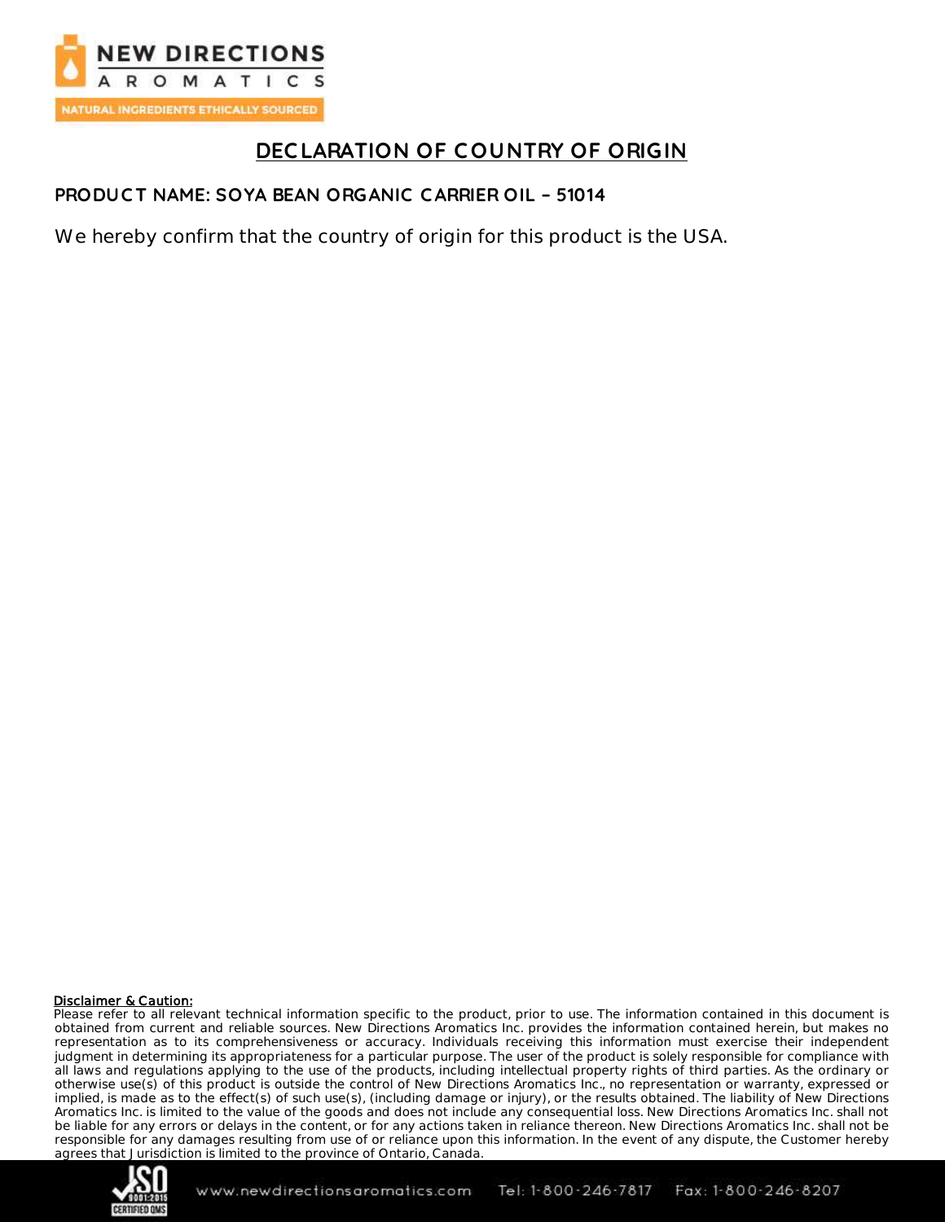NEW DIRECTIONS
AROMATICS
NATURAL INGREDIENTS ETHICALLY SOURCED

# DECLARATION OF COUNTRY OF ORIGIN

**PRODUCT NAME: SOYA BEAN ORGANIC CARRIER OIL – 51014**

We hereby confirm that the country of origin for this product is the USA.

**Disclaimer & Caution:**
Please refer to all relevant technical information specific to the product, prior to use. The information contained in this document is obtained from current and reliable sources. New Directions Aromatics Inc. provides the information contained herein, but makes no representation as to its comprehensiveness or accuracy. Individuals receiving this information must exercise their independent judgment in determining its appropriateness for a particular purpose. The user of the product is solely responsible for compliance with all laws and regulations applying to the use of the products, including intellectual property rights of third parties. As the ordinary or otherwise use(s) of this product is outside the control of New Directions Aromatics Inc., no representation or warranty, expressed or implied, is made as to the effect(s) of such use(s), (including damage or injury), or the results obtained. The liability of New Directions Aromatics Inc. is limited to the value of the goods and does not include any consequential loss. New Directions Aromatics Inc. shall not be liable for any errors or delays in the content, or for any actions taken in reliance thereon. New Directions Aromatics Inc. shall not be responsible for any damages resulting from use of or reliance upon this information. In the event of any dispute, the Customer hereby agrees that Jurisdiction is limited to the province of Ontario, Canada.

www.newdirectionsaromatics.com Tel: 1-800-246-7817 Fax: 1-800-246-8207